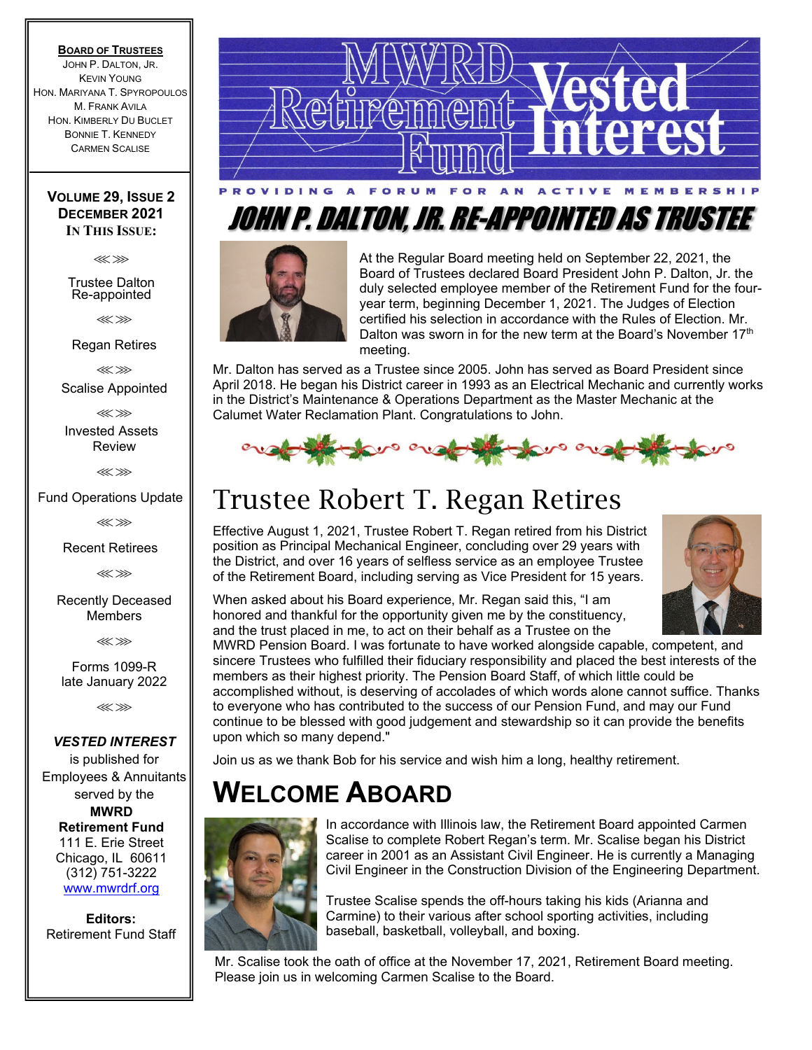# MWRD Retirement Fund Vested Interest

PROVIDING A FORUM FOR AN ACTIVE MEMBERSHIP

**BOARD OF TRUSTEES**
JOHN P. DALTON, JR.
KEVIN YOUNG
HON. MARIYANA T. SPYROPOULOS
M. FRANK AVILA
HON. KIMBERLY DU BUCLET
BONNIE T. KENNEDY
CARMEN SCALISE

**VOLUME 29, ISSUE 2**
**DECEMBER 2021**
**IN THIS ISSUE:**

- Trustee Dalton Re-appointed
- Regan Retires
- Scalise Appointed
- Invested Assets Review
- Fund Operations Update
- Recent Retirees
- Recently Deceased Members
- Forms 1099-R late January 2022

***VESTED INTEREST*** is published for Employees & Annuitants served by the **MWRD Retirement Fund**
111 E. Erie Street
Chicago, IL 60611
(312) 751-3222
www.mwrdrf.org

**Editors:**
Retirement Fund Staff

## JOHN P. DALTON, JR. RE-APPOINTED AS TRUSTEE

At the Regular Board meeting held on September 22, 2021, the Board of Trustees declared Board President John P. Dalton, Jr. the duly selected employee member of the Retirement Fund for the four-year term, beginning December 1, 2021. The Judges of Election certified his selection in accordance with the Rules of Election. Mr. Dalton was sworn in for the new term at the Board's November 17th meeting.

Mr. Dalton has served as a Trustee since 2005. John has served as Board President since April 2018. He began his District career in 1993 as an Electrical Mechanic and currently works in the District's Maintenance & Operations Department as the Master Mechanic at the Calumet Water Reclamation Plant. Congratulations to John.

## Trustee Robert T. Regan Retires

Effective August 1, 2021, Trustee Robert T. Regan retired from his District position as Principal Mechanical Engineer, concluding over 29 years with the District, and over 16 years of selfless service as an employee Trustee of the Retirement Board, including serving as Vice President for 15 years.

When asked about his Board experience, Mr. Regan said this, "I am honored and thankful for the opportunity given me by the constituency, and the trust placed in me, to act on their behalf as a Trustee on the MWRD Pension Board. I was fortunate to have worked alongside capable, competent, and sincere Trustees who fulfilled their fiduciary responsibility and placed the best interests of the members as their highest priority. The Pension Board Staff, of which little could be accomplished without, is deserving of accolades of which words alone cannot suffice. Thanks to everyone who has contributed to the success of our Pension Fund, and may our Fund continue to be blessed with good judgement and stewardship so it can provide the benefits upon which so many depend."

Join us as we thank Bob for his service and wish him a long, healthy retirement.

## WELCOME ABOARD

In accordance with Illinois law, the Retirement Board appointed Carmen Scalise to complete Robert Regan's term. Mr. Scalise began his District career in 2001 as an Assistant Civil Engineer. He is currently a Managing Civil Engineer in the Construction Division of the Engineering Department.

Trustee Scalise spends the off-hours taking his kids (Arianna and Carmine) to their various after school sporting activities, including baseball, basketball, volleyball, and boxing.

Mr. Scalise took the oath of office at the November 17, 2021, Retirement Board meeting. Please join us in welcoming Carmen Scalise to the Board.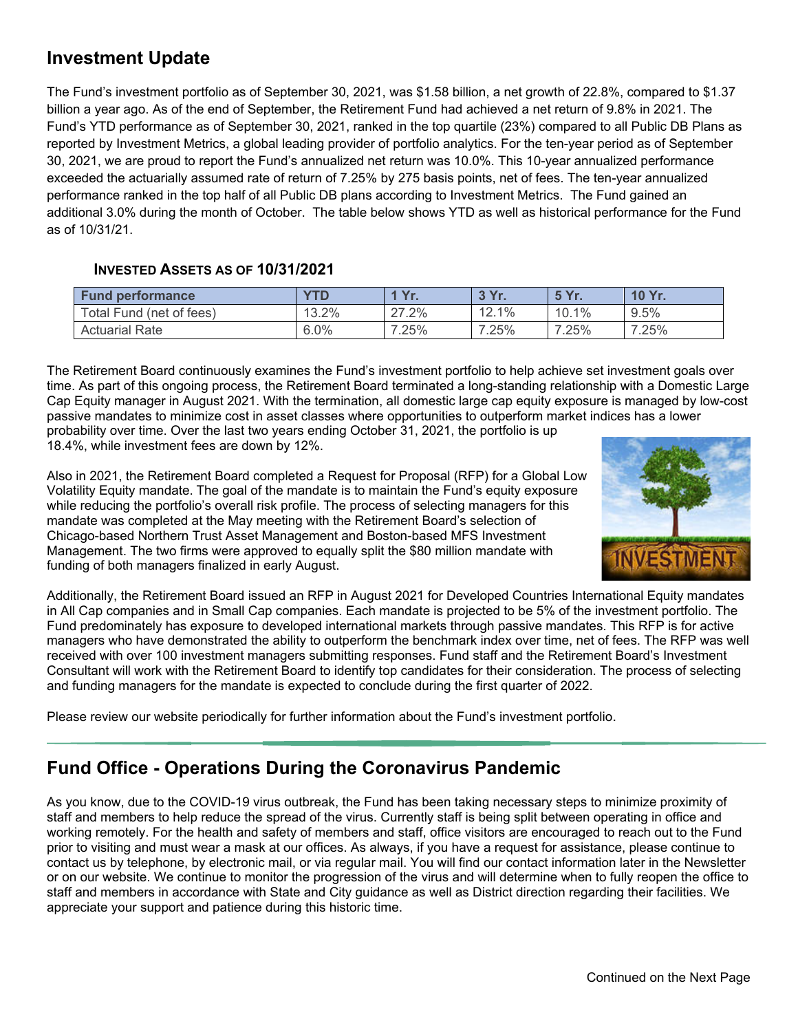## Investment Update

The Fund's investment portfolio as of September 30, 2021, was $1.58 billion, a net growth of 22.8%, compared to $1.37 billion a year ago. As of the end of September, the Retirement Fund had achieved a net return of 9.8% in 2021. The Fund's YTD performance as of September 30, 2021, ranked in the top quartile (23%) compared to all Public DB Plans as reported by Investment Metrics, a global leading provider of portfolio analytics. For the ten-year period as of September 30, 2021, we are proud to report the Fund's annualized net return was 10.0%. This 10-year annualized performance exceeded the actuarially assumed rate of return of 7.25% by 275 basis points, net of fees. The ten-year annualized performance ranked in the top half of all Public DB plans according to Investment Metrics. The Fund gained an additional 3.0% during the month of October. The table below shows YTD as well as historical performance for the Fund as of 10/31/21.

### INVESTED ASSETS AS OF 10/31/2021

| Fund performance | YTD | 1 Yr. | 3 Yr. | 5 Yr. | 10 Yr. |
|---|---|---|---|---|---|
| Total Fund (net of fees) | 13.2% | 27.2% | 12.1% | 10.1% | 9.5% |
| Actuarial Rate | 6.0% | 7.25% | 7.25% | 7.25% | 7.25% |

The Retirement Board continuously examines the Fund's investment portfolio to help achieve set investment goals over time. As part of this ongoing process, the Retirement Board terminated a long-standing relationship with a Domestic Large Cap Equity manager in August 2021. With the termination, all domestic large cap equity exposure is managed by low-cost passive mandates to minimize cost in asset classes where opportunities to outperform market indices has a lower probability over time. Over the last two years ending October 31, 2021, the portfolio is up 18.4%, while investment fees are down by 12%.

Also in 2021, the Retirement Board completed a Request for Proposal (RFP) for a Global Low Volatility Equity mandate. The goal of the mandate is to maintain the Fund's equity exposure while reducing the portfolio's overall risk profile. The process of selecting managers for this mandate was completed at the May meeting with the Retirement Board's selection of Chicago-based Northern Trust Asset Management and Boston-based MFS Investment Management. The two firms were approved to equally split the $80 million mandate with funding of both managers finalized in early August.

Additionally, the Retirement Board issued an RFP in August 2021 for Developed Countries International Equity mandates in All Cap companies and in Small Cap companies. Each mandate is projected to be 5% of the investment portfolio. The Fund predominately has exposure to developed international markets through passive mandates. This RFP is for active managers who have demonstrated the ability to outperform the benchmark index over time, net of fees. The RFP was well received with over 100 investment managers submitting responses. Fund staff and the Retirement Board's Investment Consultant will work with the Retirement Board to identify top candidates for their consideration. The process of selecting and funding managers for the mandate is expected to conclude during the first quarter of 2022.

Please review our website periodically for further information about the Fund's investment portfolio.

## Fund Office - Operations During the Coronavirus Pandemic

As you know, due to the COVID-19 virus outbreak, the Fund has been taking necessary steps to minimize proximity of staff and members to help reduce the spread of the virus. Currently staff is being split between operating in office and working remotely. For the health and safety of members and staff, office visitors are encouraged to reach out to the Fund prior to visiting and must wear a mask at our offices. As always, if you have a request for assistance, please continue to contact us by telephone, by electronic mail, or via regular mail. You will find our contact information later in the Newsletter or on our website. We continue to monitor the progression of the virus and will determine when to fully reopen the office to staff and members in accordance with State and City guidance as well as District direction regarding their facilities. We appreciate your support and patience during this historic time.

Continued on the Next Page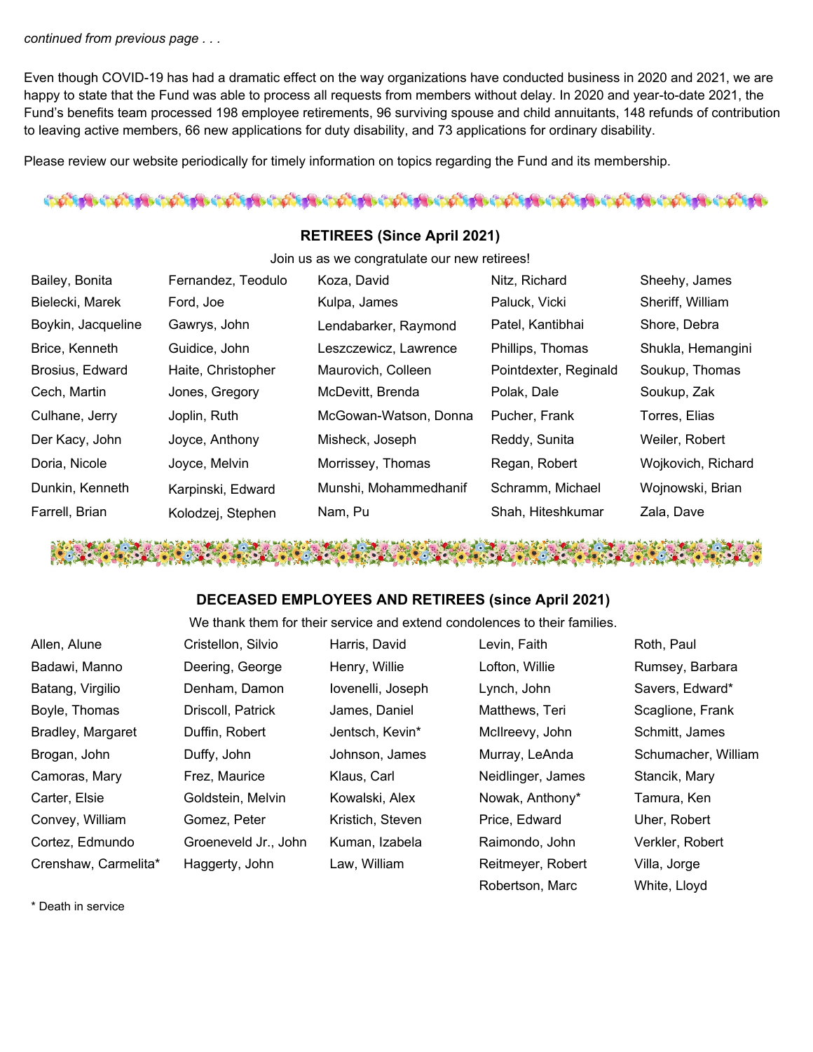*continued from previous page . . .*

Even though COVID-19 has had a dramatic effect on the way organizations have conducted business in 2020 and 2021, we are happy to state that the Fund was able to process all requests from members without delay. In 2020 and year-to-date 2021, the Fund's benefits team processed 198 employee retirements, 96 surviving spouse and child annuitants, 148 refunds of contribution to leaving active members, 66 new applications for duty disability, and 73 applications for ordinary disability.

Please review our website periodically for timely information on topics regarding the Fund and its membership.

## RETIREES (Since April 2021)

Join us as we congratulate our new retirees!

Bailey, Bonita
Bielecki, Marek
Boykin, Jacqueline
Brice, Kenneth
Brosius, Edward
Cech, Martin
Culhane, Jerry
Der Kacy, John
Doria, Nicole
Dunkin, Kenneth
Farrell, Brian
Fernandez, Teodulo
Ford, Joe
Gawrys, John
Guidice, John
Haite, Christopher
Jones, Gregory
Joplin, Ruth
Joyce, Anthony
Joyce, Melvin
Karpinski, Edward
Kolodzej, Stephen
Koza, David
Kulpa, James
Lendabarker, Raymond
Leszczewicz, Lawrence
Maurovich, Colleen
McDevitt, Brenda
McGowan-Watson, Donna
Misheck, Joseph
Morrissey, Thomas
Munshi, Mohammedhanif
Nam, Pu
Nitz, Richard
Paluck, Vicki
Patel, Kantibhai
Phillips, Thomas
Pointdexter, Reginald
Polak, Dale
Pucher, Frank
Reddy, Sunita
Regan, Robert
Schramm, Michael
Shah, Hiteshkumar
Sheehy, James
Sheriff, William
Shore, Debra
Shukla, Hemangini
Soukup, Thomas
Soukup, Zak
Torres, Elias
Weiler, Robert
Wojkovich, Richard
Wojnowski, Brian
Zala, Dave

## DECEASED EMPLOYEES AND RETIREES (since April 2021)

We thank them for their service and extend condolences to their families.

Allen, Alune
Badawi, Manno
Batang, Virgilio
Boyle, Thomas
Bradley, Margaret
Brogan, John
Camoras, Mary
Carter, Elsie
Convey, William
Cortez, Edmundo
Crenshaw, Carmelita*
Cristellon, Silvio
Deering, George
Denham, Damon
Driscoll, Patrick
Duffin, Robert
Duffy, John
Frez, Maurice
Goldstein, Melvin
Gomez, Peter
Groeneveld Jr., John
Haggerty, John
Harris, David
Henry, Willie
Iovenelli, Joseph
James, Daniel
Jentsch, Kevin*
Johnson, James
Klaus, Carl
Kowalski, Alex
Kristich, Steven
Kuman, Izabela
Law, William
Levin, Faith
Lofton, Willie
Lynch, John
Matthews, Teri
McIlreevy, John
Murray, LeAnda
Neidlinger, James
Nowak, Anthony*
Price, Edward
Raimondo, John
Reitmeyer, Robert
Robertson, Marc
Roth, Paul
Rumsey, Barbara
Savers, Edward*
Scaglione, Frank
Schmitt, James
Schumacher, William
Stancik, Mary
Tamura, Ken
Uher, Robert
Verkler, Robert
Villa, Jorge
White, Lloyd

* Death in service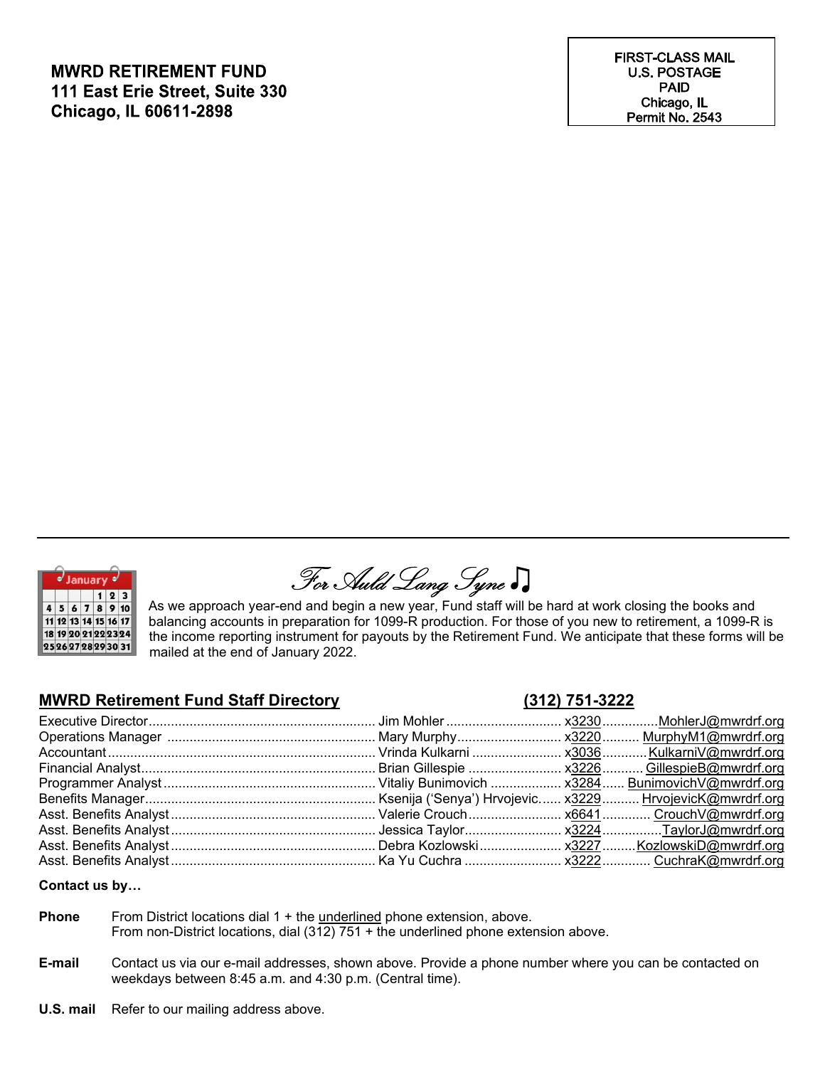**MWRD RETIREMENT FUND**
**111 East Erie Street, Suite 330**
**Chicago, IL 60611-2898**

FIRST-CLASS MAIL
U.S. POSTAGE
PAID
Chicago, IL
Permit No. 2543

---

## *For Auld Lang Syne* ♫

As we approach year-end and begin a new year, Fund staff will be hard at work closing the books and balancing accounts in preparation for 1099-R production. For those of you new to retirement, a 1099-R is the income reporting instrument for payouts by the Retirement Fund. We anticipate that these forms will be mailed at the end of January 2022.

### MWRD Retirement Fund Staff Directory (312) 751-3222

| | | | |
|---|---|---|---|
| Executive Director | Jim Mohler | x3230 | MohlerJ@mwrdrf.org |
| Operations Manager | Mary Murphy | x3220 | MurphyM1@mwrdrf.org |
| Accountant | Vrinda Kulkarni | x3036 | KulkarniV@mwrdrf.org |
| Financial Analyst | Brian Gillespie | x3226 | GillespieB@mwrdrf.org |
| Programmer Analyst | Vitaliy Bunimovich | x3284 | BunimovichV@mwrdrf.org |
| Benefits Manager | Ksenija ('Senya') Hrvojevic | x3229 | HrvojevicK@mwrdrf.org |
| Asst. Benefits Analyst | Valerie Crouch | x6641 | CrouchV@mwrdrf.org |
| Asst. Benefits Analyst | Jessica Taylor | x3224 | TaylorJ@mwrdrf.org |
| Asst. Benefits Analyst | Debra Kozlowski | x3227 | KozlowskiD@mwrdrf.org |
| Asst. Benefits Analyst | Ka Yu Cuchra | x3222 | CuchraK@mwrdrf.org |

**Contact us by…**

**Phone** From District locations dial 1 + the underlined phone extension, above.
From non-District locations, dial (312) 751 + the underlined phone extension above.

**E-mail** Contact us via our e-mail addresses, shown above. Provide a phone number where you can be contacted on weekdays between 8:45 a.m. and 4:30 p.m. (Central time).

**U.S. mail** Refer to our mailing address above.